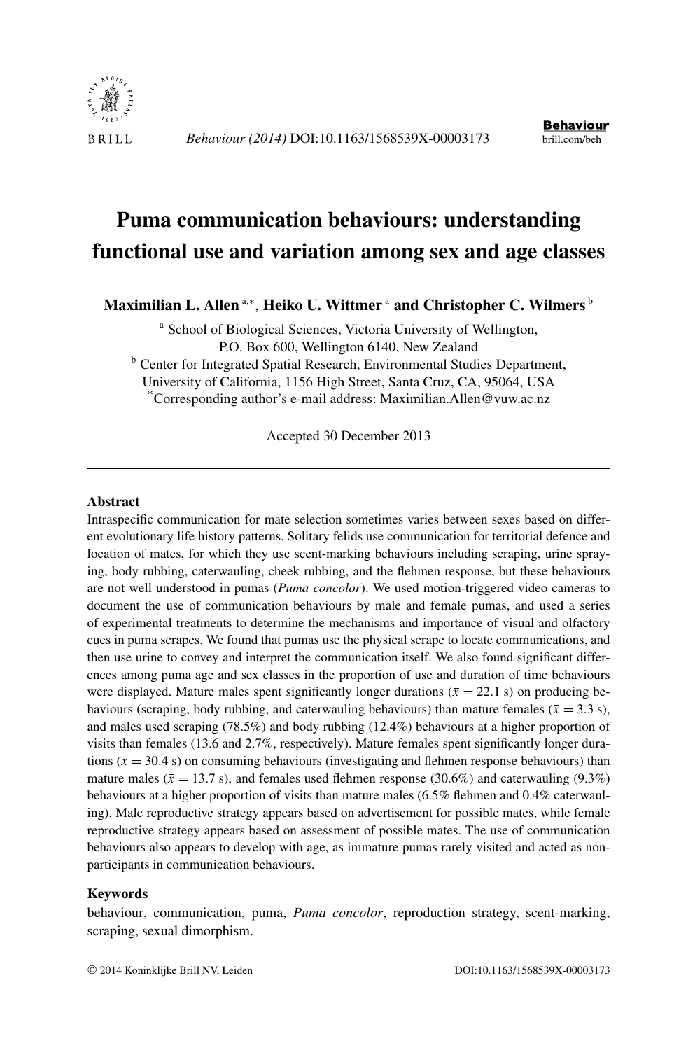# Puma communication behaviours: understanding functional use and variation among sex and age classes

**Maximilian L. Allen** [a,*], **Heiko U. Wittmer** [a] **and Christopher C. Wilmers** [b]

[a] School of Biological Sciences, Victoria University of Wellington, P.O. Box 600, Wellington 6140, New Zealand

[b] Center for Integrated Spatial Research, Environmental Studies Department, University of California, 1156 High Street, Santa Cruz, CA, 95064, USA

[*]Corresponding author's e-mail address: Maximilian.Allen@vuw.ac.nz

Accepted 30 December 2013

---

## Abstract

Intraspecific communication for mate selection sometimes varies between sexes based on different evolutionary life history patterns. Solitary felids use communication for territorial defence and location of mates, for which they use scent-marking behaviours including scraping, urine spraying, body rubbing, caterwauling, cheek rubbing, and the flehmen response, but these behaviours are not well understood in pumas (*Puma concolor*). We used motion-triggered video cameras to document the use of communication behaviours by male and female pumas, and used a series of experimental treatments to determine the mechanisms and importance of visual and olfactory cues in puma scrapes. We found that pumas use the physical scrape to locate communications, and then use urine to convey and interpret the communication itself. We also found significant differences among puma age and sex classes in the proportion of use and duration of time behaviours were displayed. Mature males spent significantly longer durations ($\bar{x} = 22.1$ s) on producing behaviours (scraping, body rubbing, and caterwauling behaviours) than mature females ($\bar{x} = 3.3$ s), and males used scraping (78.5%) and body rubbing (12.4%) behaviours at a higher proportion of visits than females (13.6 and 2.7%, respectively). Mature females spent significantly longer durations ($\bar{x} = 30.4$ s) on consuming behaviours (investigating and flehmen response behaviours) than mature males ($\bar{x} = 13.7$ s), and females used flehmen response (30.6%) and caterwauling (9.3%) behaviours at a higher proportion of visits than mature males (6.5% flehmen and 0.4% caterwauling). Male reproductive strategy appears based on advertisement for possible mates, while female reproductive strategy appears based on assessment of possible mates. The use of communication behaviours also appears to develop with age, as immature pumas rarely visited and acted as non-participants in communication behaviours.

## Keywords

behaviour, communication, puma, *Puma concolor*, reproduction strategy, scent-marking, scraping, sexual dimorphism.

© 2014 Koninklijke Brill NV, Leiden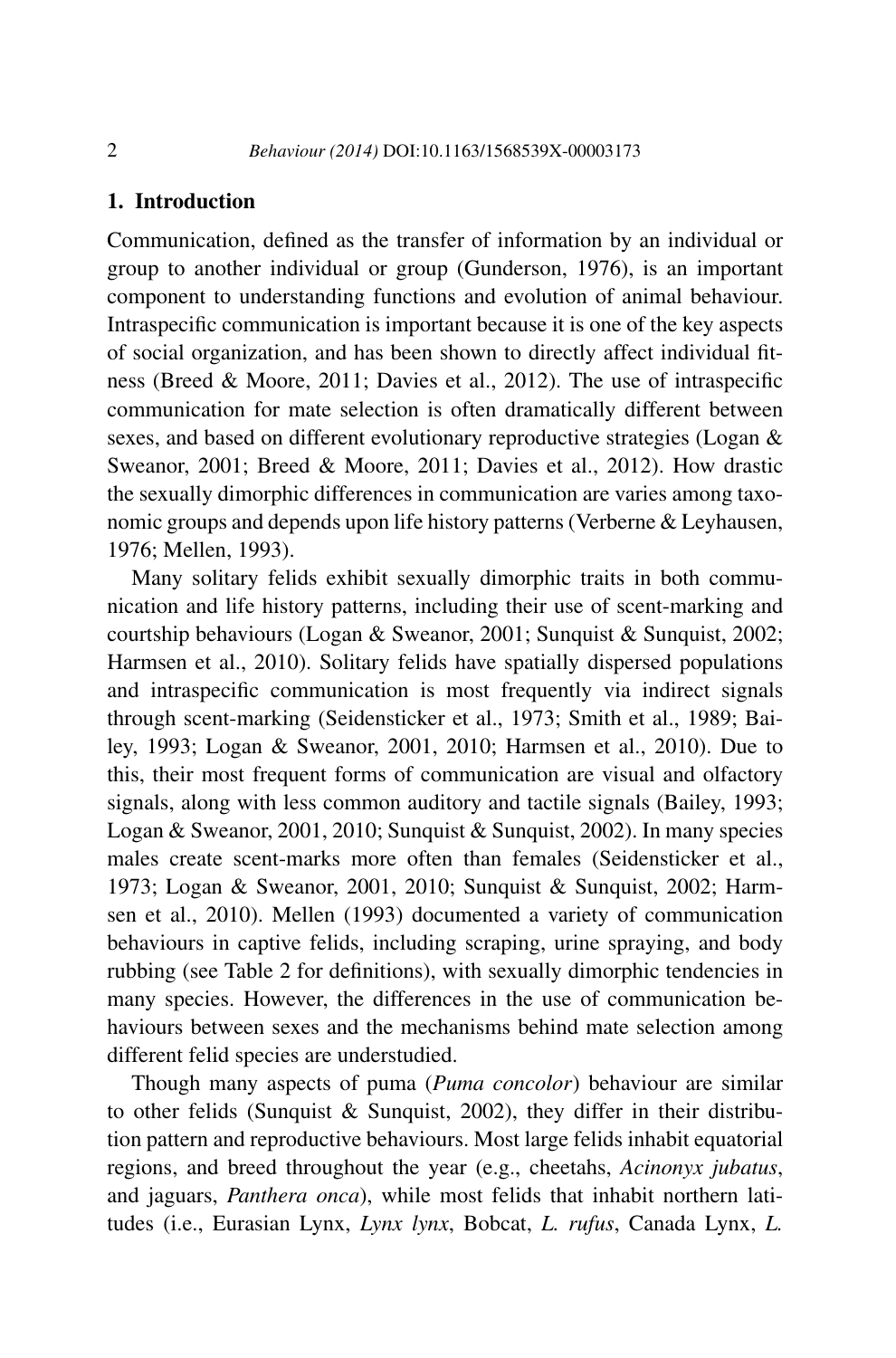## 1. Introduction

Communication, defined as the transfer of information by an individual or group to another individual or group (Gunderson, 1976), is an important component to understanding functions and evolution of animal behaviour. Intraspecific communication is important because it is one of the key aspects of social organization, and has been shown to directly affect individual fitness (Breed & Moore, 2011; Davies et al., 2012). The use of intraspecific communication for mate selection is often dramatically different between sexes, and based on different evolutionary reproductive strategies (Logan & Sweanor, 2001; Breed & Moore, 2011; Davies et al., 2012). How drastic the sexually dimorphic differences in communication are varies among taxonomic groups and depends upon life history patterns (Verberne & Leyhausen, 1976; Mellen, 1993).

Many solitary felids exhibit sexually dimorphic traits in both communication and life history patterns, including their use of scent-marking and courtship behaviours (Logan & Sweanor, 2001; Sunquist & Sunquist, 2002; Harmsen et al., 2010). Solitary felids have spatially dispersed populations and intraspecific communication is most frequently via indirect signals through scent-marking (Seidensticker et al., 1973; Smith et al., 1989; Bailey, 1993; Logan & Sweanor, 2001, 2010; Harmsen et al., 2010). Due to this, their most frequent forms of communication are visual and olfactory signals, along with less common auditory and tactile signals (Bailey, 1993; Logan & Sweanor, 2001, 2010; Sunquist & Sunquist, 2002). In many species males create scent-marks more often than females (Seidensticker et al., 1973; Logan & Sweanor, 2001, 2010; Sunquist & Sunquist, 2002; Harmsen et al., 2010). Mellen (1993) documented a variety of communication behaviours in captive felids, including scraping, urine spraying, and body rubbing (see Table 2 for definitions), with sexually dimorphic tendencies in many species. However, the differences in the use of communication behaviours between sexes and the mechanisms behind mate selection among different felid species are understudied.

Though many aspects of puma (*Puma concolor*) behaviour are similar to other felids (Sunquist & Sunquist, 2002), they differ in their distribution pattern and reproductive behaviours. Most large felids inhabit equatorial regions, and breed throughout the year (e.g., cheetahs, *Acinonyx jubatus*, and jaguars, *Panthera onca*), while most felids that inhabit northern latitudes (i.e., Eurasian Lynx, *Lynx lynx*, Bobcat, *L. rufus*, Canada Lynx, *L.*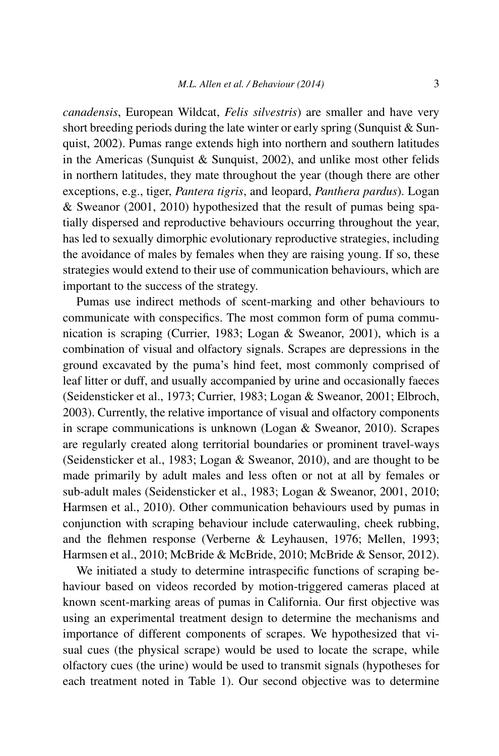*canadensis*, European Wildcat, *Felis silvestris*) are smaller and have very short breeding periods during the late winter or early spring (Sunquist & Sunquist, 2002). Pumas range extends high into northern and southern latitudes in the Americas (Sunquist & Sunquist, 2002), and unlike most other felids in northern latitudes, they mate throughout the year (though there are other exceptions, e.g., tiger, *Pantera tigris*, and leopard, *Panthera pardus*). Logan & Sweanor (2001, 2010) hypothesized that the result of pumas being spatially dispersed and reproductive behaviours occurring throughout the year, has led to sexually dimorphic evolutionary reproductive strategies, including the avoidance of males by females when they are raising young. If so, these strategies would extend to their use of communication behaviours, which are important to the success of the strategy.

Pumas use indirect methods of scent-marking and other behaviours to communicate with conspecifics. The most common form of puma communication is scraping (Currier, 1983; Logan & Sweanor, 2001), which is a combination of visual and olfactory signals. Scrapes are depressions in the ground excavated by the puma's hind feet, most commonly comprised of leaf litter or duff, and usually accompanied by urine and occasionally faeces (Seidensticker et al., 1973; Currier, 1983; Logan & Sweanor, 2001; Elbroch, 2003). Currently, the relative importance of visual and olfactory components in scrape communications is unknown (Logan & Sweanor, 2010). Scrapes are regularly created along territorial boundaries or prominent travel-ways (Seidensticker et al., 1983; Logan & Sweanor, 2010), and are thought to be made primarily by adult males and less often or not at all by females or sub-adult males (Seidensticker et al., 1983; Logan & Sweanor, 2001, 2010; Harmsen et al., 2010). Other communication behaviours used by pumas in conjunction with scraping behaviour include caterwauling, cheek rubbing, and the flehmen response (Verberne & Leyhausen, 1976; Mellen, 1993; Harmsen et al., 2010; McBride & McBride, 2010; McBride & Sensor, 2012).

We initiated a study to determine intraspecific functions of scraping behaviour based on videos recorded by motion-triggered cameras placed at known scent-marking areas of pumas in California. Our first objective was using an experimental treatment design to determine the mechanisms and importance of different components of scrapes. We hypothesized that visual cues (the physical scrape) would be used to locate the scrape, while olfactory cues (the urine) would be used to transmit signals (hypotheses for each treatment noted in Table 1). Our second objective was to determine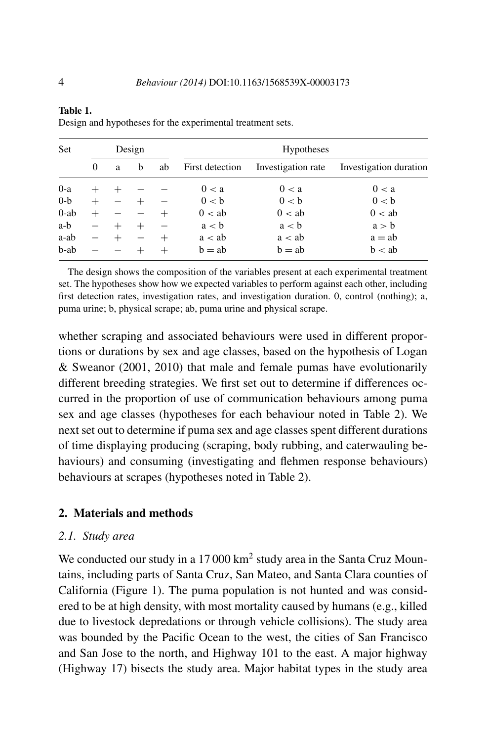**Table 1.**
Design and hypotheses for the experimental treatment sets.

| Set | Design | | | | Hypotheses | | |
|---|---|---|---|---|---|---|---|
| | 0 | a | b | ab | First detection | Investigation rate | Investigation duration |
| 0-a | + | + | − | − | 0 < a | 0 < a | 0 < a |
| 0-b | + | − | + | − | 0 < b | 0 < b | 0 < b |
| 0-ab | + | − | − | + | 0 < ab | 0 < ab | 0 < ab |
| a-b | − | + | + | − | a < b | a < b | a > b |
| a-ab | − | + | − | + | a < ab | a < ab | a = ab |
| b-ab | − | − | + | + | b = ab | b = ab | b < ab |

The design shows the composition of the variables present at each experimental treatment set. The hypotheses show how we expected variables to perform against each other, including first detection rates, investigation rates, and investigation duration. 0, control (nothing); a, puma urine; b, physical scrape; ab, puma urine and physical scrape.

whether scraping and associated behaviours were used in different proportions or durations by sex and age classes, based on the hypothesis of Logan & Sweanor (2001, 2010) that male and female pumas have evolutionarily different breeding strategies. We first set out to determine if differences occurred in the proportion of use of communication behaviours among puma sex and age classes (hypotheses for each behaviour noted in Table 2). We next set out to determine if puma sex and age classes spent different durations of time displaying producing (scraping, body rubbing, and caterwauling behaviours) and consuming (investigating and flehmen response behaviours) behaviours at scrapes (hypotheses noted in Table 2).

## 2. Materials and methods

### *2.1. Study area*

We conducted our study in a 17 000 $km^2$ study area in the Santa Cruz Mountains, including parts of Santa Cruz, San Mateo, and Santa Clara counties of California (Figure 1). The puma population is not hunted and was considered to be at high density, with most mortality caused by humans (e.g., killed due to livestock depredations or through vehicle collisions). The study area was bounded by the Pacific Ocean to the west, the cities of San Francisco and San Jose to the north, and Highway 101 to the east. A major highway (Highway 17) bisects the study area. Major habitat types in the study area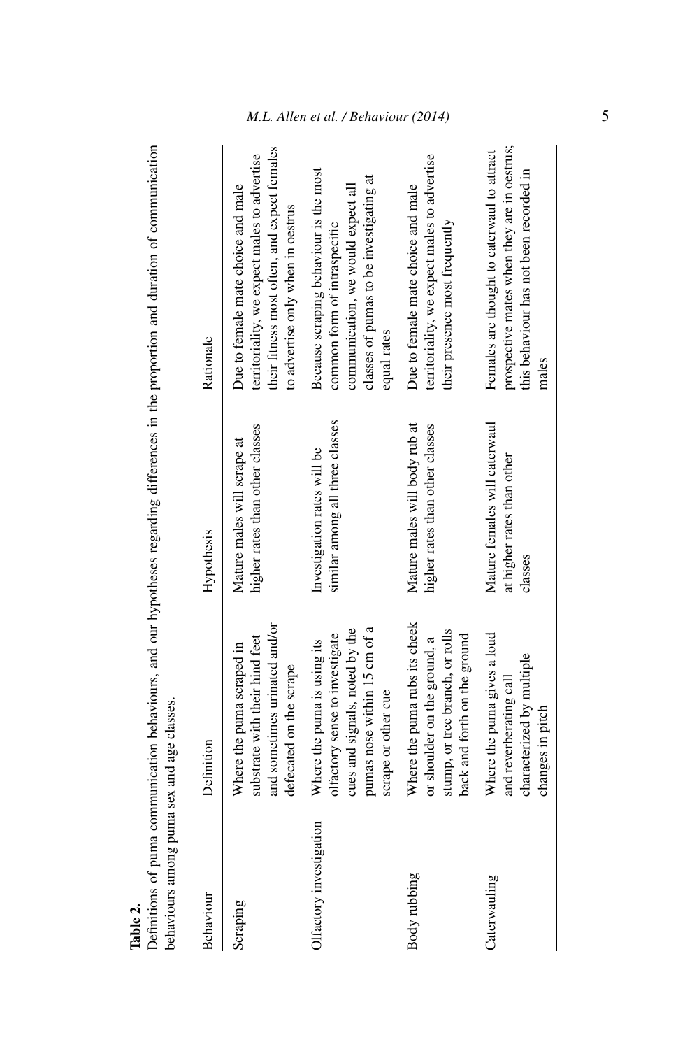**Table 2.**
Definitions of puma communication behaviours, and our hypotheses regarding differences in the proportion and duration of communication behaviours among puma sex and age classes.

| Behaviour | Definition | Hypothesis | Rationale |
|---|---|---|---|
| Scraping | Where the puma scraped in substrate with their hind feet and sometimes urinated and/or defecated on the scrape | Mature males will scrape at higher rates than other classes | Due to female mate choice and male territoriality, we expect males to advertise their fitness most often, and expect females to advertise only when in oestrus |
| Olfactory investigation | Where the puma is using its olfactory sense to investigate cues and signals, noted by the pumas nose within 15 cm of a scrape or other cue | Investigation rates will be similar among all three classes | Because scraping behaviour is the most common form of intraspecific communication, we would expect all classes of pumas to be investigating at equal rates |
| Body rubbing | Where the puma rubs its cheek or shoulder on the ground, a stump, or tree branch, or rolls back and forth on the ground | Mature males will body rub at higher rates than other classes | Due to female mate choice and male territoriality, we expect males to advertise their presence most frequently |
| Caterwauling | Where the puma gives a loud and reverberating call characterized by multiple changes in pitch | Mature females will caterwaul at higher rates than other classes | Females are thought to caterwaul to attract prospective mates when they are in oestrus; this behaviour has not been recorded in males |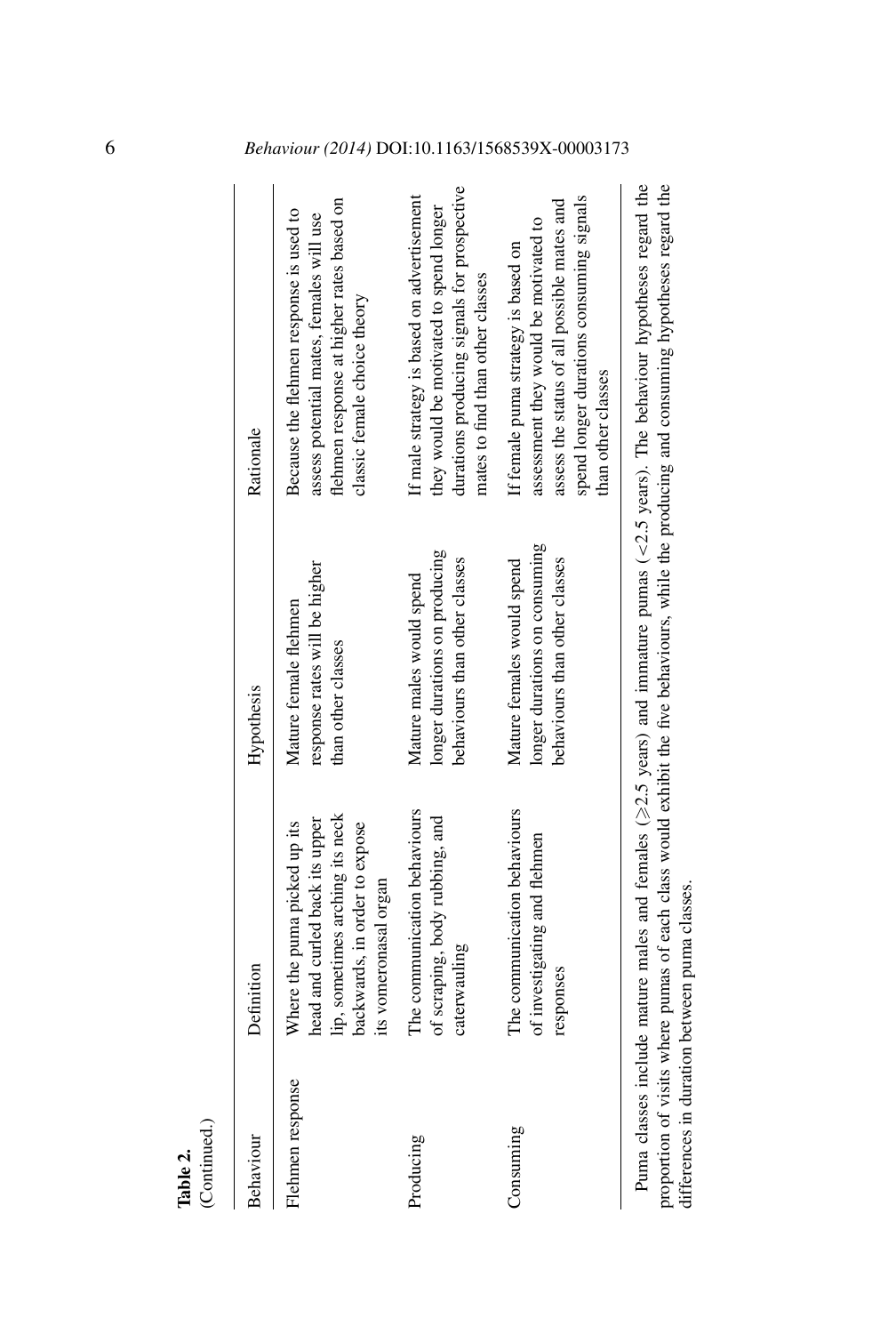**Table 2.**
(Continued.)

| Behaviour | Definition | Hypothesis | Rationale |
|---|---|---|---|
| Flehmen response | Where the puma picked up its head and curled back its upper lip, sometimes arching its neck backwards, in order to expose its vomeronasal organ | Mature female flehmen response rates will be higher than other classes | Because the flehmen response is used to assess potential mates, females will use flehmen response at higher rates based on classic female choice theory |
| Producing | The communication behaviours of scraping, body rubbing, and caterwauling | Mature males would spend longer durations on producing behaviours than other classes | If male strategy is based on advertisement they would be motivated to spend longer durations producing signals for prospective mates to find than other classes |
| Consuming | The communication behaviours of investigating and flehmen responses | Mature females would spend longer durations on consuming behaviours than other classes | If female puma strategy is based on assessment they would be motivated to assess the status of all possible mates and spend longer durations consuming signals than other classes |

Puma classes include mature males and females ($\geq$2.5 years) and immature pumas ($<$2.5 years). The behaviour hypotheses regard the proportion of visits where pumas of each class would exhibit the five behaviours, while the producing and consuming hypotheses regard the differences in duration between puma classes.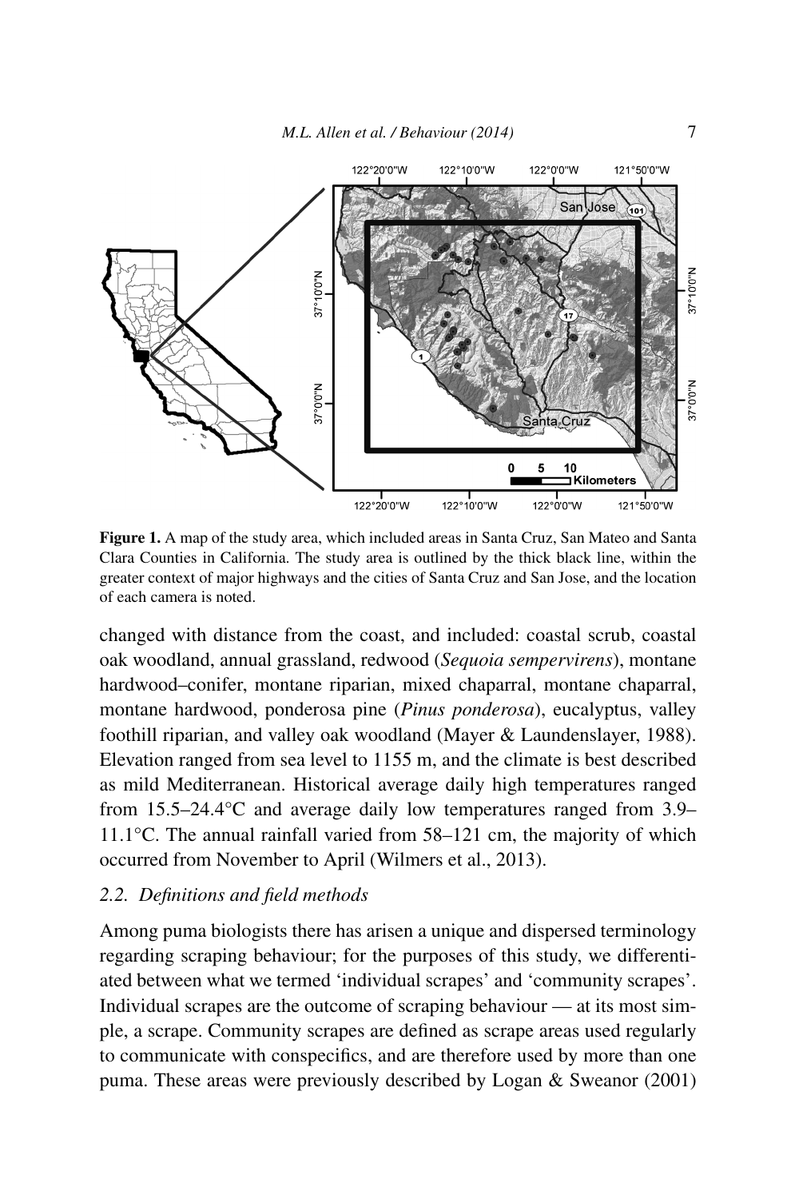**Figure 1.** A map of the study area, which included areas in Santa Cruz, San Mateo and Santa Clara Counties in California. The study area is outlined by the thick black line, within the greater context of major highways and the cities of Santa Cruz and San Jose, and the location of each camera is noted.

changed with distance from the coast, and included: coastal scrub, coastal oak woodland, annual grassland, redwood (*Sequoia sempervirens*), montane hardwood–conifer, montane riparian, mixed chaparral, montane chaparral, montane hardwood, ponderosa pine (*Pinus ponderosa*), eucalyptus, valley foothill riparian, and valley oak woodland (Mayer & Laundenslayer, 1988). Elevation ranged from sea level to 1155 m, and the climate is best described as mild Mediterranean. Historical average daily high temperatures ranged from 15.5–24.4°C and average daily low temperatures ranged from 3.9–11.1°C. The annual rainfall varied from 58–121 cm, the majority of which occurred from November to April (Wilmers et al., 2013).

### 2.2. *Definitions and field methods*

Among puma biologists there has arisen a unique and dispersed terminology regarding scraping behaviour; for the purposes of this study, we differentiated between what we termed 'individual scrapes' and 'community scrapes'. Individual scrapes are the outcome of scraping behaviour — at its most simple, a scrape. Community scrapes are defined as scrape areas used regularly to communicate with conspecifics, and are therefore used by more than one puma. These areas were previously described by Logan & Sweanor (2001)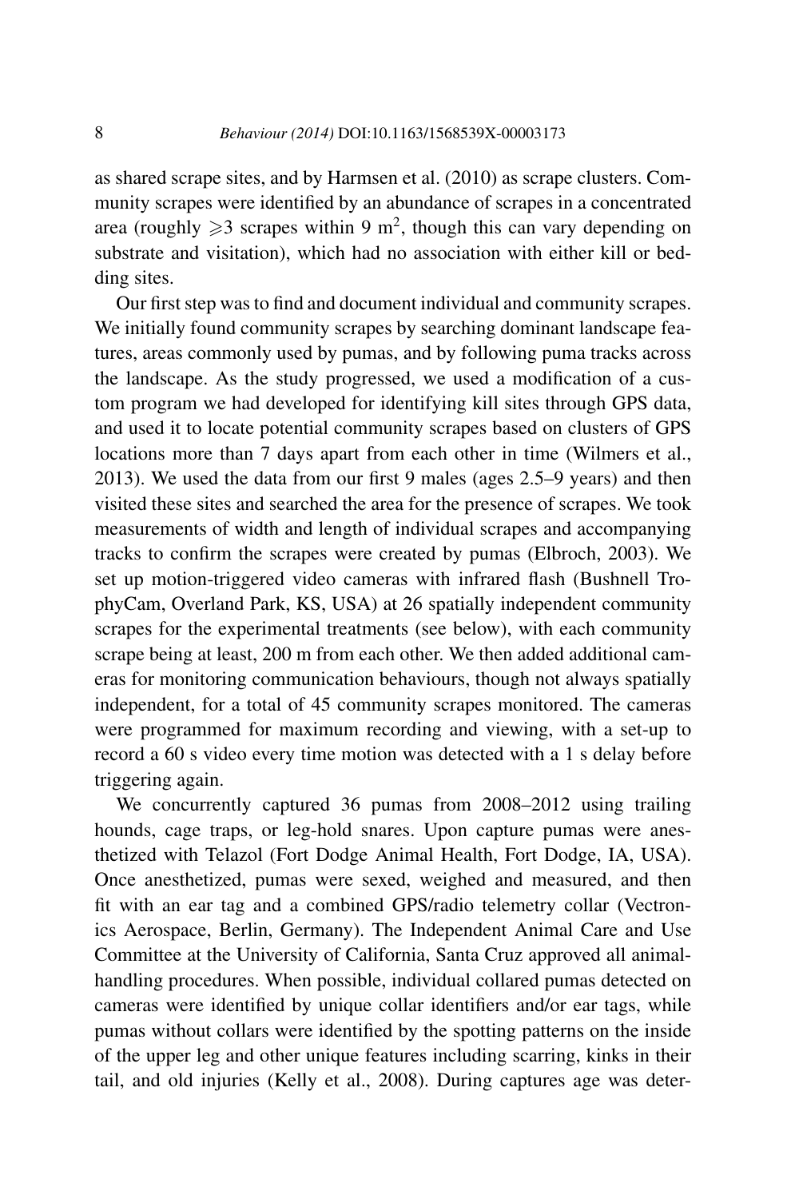as shared scrape sites, and by Harmsen et al. (2010) as scrape clusters. Community scrapes were identified by an abundance of scrapes in a concentrated area (roughly $\geqslant 3$ scrapes within 9 $m^2$, though this can vary depending on substrate and visitation), which had no association with either kill or bedding sites.

Our first step was to find and document individual and community scrapes. We initially found community scrapes by searching dominant landscape features, areas commonly used by pumas, and by following puma tracks across the landscape. As the study progressed, we used a modification of a custom program we had developed for identifying kill sites through GPS data, and used it to locate potential community scrapes based on clusters of GPS locations more than 7 days apart from each other in time (Wilmers et al., 2013). We used the data from our first 9 males (ages 2.5–9 years) and then visited these sites and searched the area for the presence of scrapes. We took measurements of width and length of individual scrapes and accompanying tracks to confirm the scrapes were created by pumas (Elbroch, 2003). We set up motion-triggered video cameras with infrared flash (Bushnell TrophyCam, Overland Park, KS, USA) at 26 spatially independent community scrapes for the experimental treatments (see below), with each community scrape being at least, 200 m from each other. We then added additional cameras for monitoring communication behaviours, though not always spatially independent, for a total of 45 community scrapes monitored. The cameras were programmed for maximum recording and viewing, with a set-up to record a 60 s video every time motion was detected with a 1 s delay before triggering again.

We concurrently captured 36 pumas from 2008–2012 using trailing hounds, cage traps, or leg-hold snares. Upon capture pumas were anesthetized with Telazol (Fort Dodge Animal Health, Fort Dodge, IA, USA). Once anesthetized, pumas were sexed, weighed and measured, and then fit with an ear tag and a combined GPS/radio telemetry collar (Vectronics Aerospace, Berlin, Germany). The Independent Animal Care and Use Committee at the University of California, Santa Cruz approved all animal-handling procedures. When possible, individual collared pumas detected on cameras were identified by unique collar identifiers and/or ear tags, while pumas without collars were identified by the spotting patterns on the inside of the upper leg and other unique features including scarring, kinks in their tail, and old injuries (Kelly et al., 2008). During captures age was deter-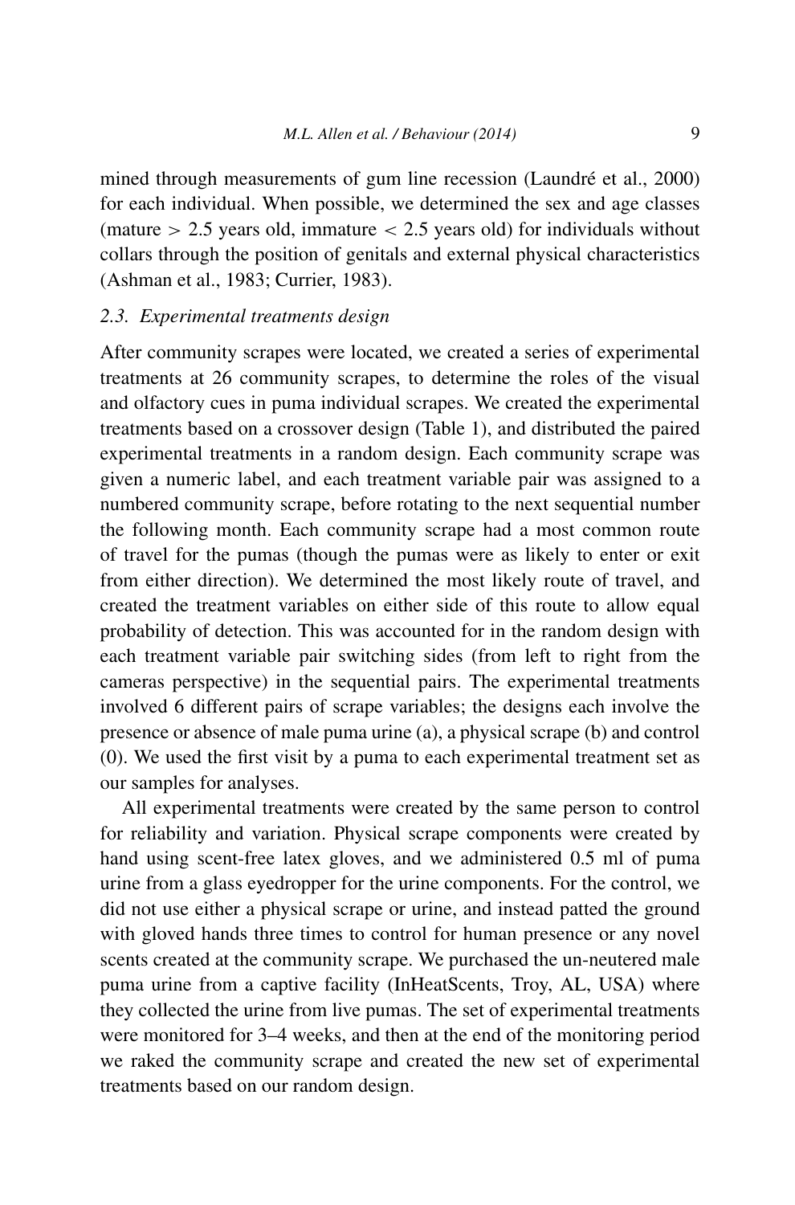mined through measurements of gum line recession (Laundré et al., 2000) for each individual. When possible, we determined the sex and age classes (mature $>$ 2.5 years old, immature $<$ 2.5 years old) for individuals without collars through the position of genitals and external physical characteristics (Ashman et al., 1983; Currier, 1983).

### 2.3. *Experimental treatments design*

After community scrapes were located, we created a series of experimental treatments at 26 community scrapes, to determine the roles of the visual and olfactory cues in puma individual scrapes. We created the experimental treatments based on a crossover design (Table 1), and distributed the paired experimental treatments in a random design. Each community scrape was given a numeric label, and each treatment variable pair was assigned to a numbered community scrape, before rotating to the next sequential number the following month. Each community scrape had a most common route of travel for the pumas (though the pumas were as likely to enter or exit from either direction). We determined the most likely route of travel, and created the treatment variables on either side of this route to allow equal probability of detection. This was accounted for in the random design with each treatment variable pair switching sides (from left to right from the cameras perspective) in the sequential pairs. The experimental treatments involved 6 different pairs of scrape variables; the designs each involve the presence or absence of male puma urine (a), a physical scrape (b) and control (0). We used the first visit by a puma to each experimental treatment set as our samples for analyses.

All experimental treatments were created by the same person to control for reliability and variation. Physical scrape components were created by hand using scent-free latex gloves, and we administered 0.5 ml of puma urine from a glass eyedropper for the urine components. For the control, we did not use either a physical scrape or urine, and instead patted the ground with gloved hands three times to control for human presence or any novel scents created at the community scrape. We purchased the un-neutered male puma urine from a captive facility (InHeatScents, Troy, AL, USA) where they collected the urine from live pumas. The set of experimental treatments were monitored for 3–4 weeks, and then at the end of the monitoring period we raked the community scrape and created the new set of experimental treatments based on our random design.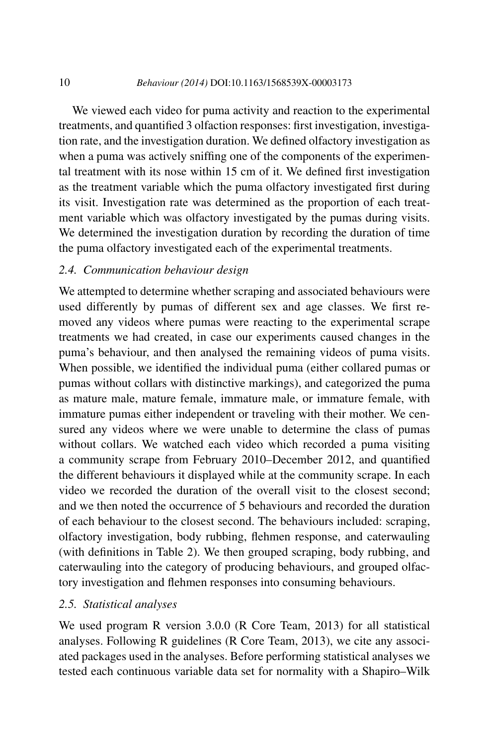We viewed each video for puma activity and reaction to the experimental treatments, and quantified 3 olfaction responses: first investigation, investigation rate, and the investigation duration. We defined olfactory investigation as when a puma was actively sniffing one of the components of the experimental treatment with its nose within 15 cm of it. We defined first investigation as the treatment variable which the puma olfactory investigated first during its visit. Investigation rate was determined as the proportion of each treatment variable which was olfactory investigated by the pumas during visits. We determined the investigation duration by recording the duration of time the puma olfactory investigated each of the experimental treatments.

### *2.4. Communication behaviour design*

We attempted to determine whether scraping and associated behaviours were used differently by pumas of different sex and age classes. We first removed any videos where pumas were reacting to the experimental scrape treatments we had created, in case our experiments caused changes in the puma's behaviour, and then analysed the remaining videos of puma visits. When possible, we identified the individual puma (either collared pumas or pumas without collars with distinctive markings), and categorized the puma as mature male, mature female, immature male, or immature female, with immature pumas either independent or traveling with their mother. We censured any videos where we were unable to determine the class of pumas without collars. We watched each video which recorded a puma visiting a community scrape from February 2010–December 2012, and quantified the different behaviours it displayed while at the community scrape. In each video we recorded the duration of the overall visit to the closest second; and we then noted the occurrence of 5 behaviours and recorded the duration of each behaviour to the closest second. The behaviours included: scraping, olfactory investigation, body rubbing, flehmen response, and caterwauling (with definitions in Table 2). We then grouped scraping, body rubbing, and caterwauling into the category of producing behaviours, and grouped olfactory investigation and flehmen responses into consuming behaviours.

### *2.5. Statistical analyses*

We used program R version 3.0.0 (R Core Team, 2013) for all statistical analyses. Following R guidelines (R Core Team, 2013), we cite any associated packages used in the analyses. Before performing statistical analyses we tested each continuous variable data set for normality with a Shapiro–Wilk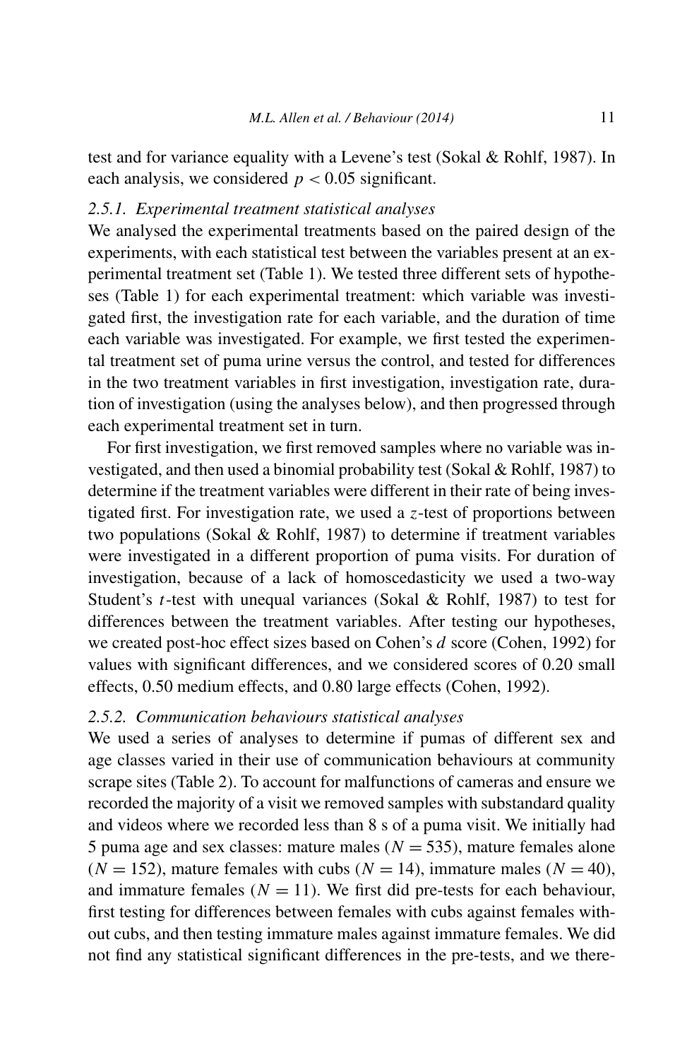test and for variance equality with a Levene's test (Sokal & Rohlf, 1987). In each analysis, we considered $p < 0.05$ significant.

### 2.5.1. *Experimental treatment statistical analyses*

We analysed the experimental treatments based on the paired design of the experiments, with each statistical test between the variables present at an experimental treatment set (Table 1). We tested three different sets of hypotheses (Table 1) for each experimental treatment: which variable was investigated first, the investigation rate for each variable, and the duration of time each variable was investigated. For example, we first tested the experimental treatment set of puma urine versus the control, and tested for differences in the two treatment variables in first investigation, investigation rate, duration of investigation (using the analyses below), and then progressed through each experimental treatment set in turn.

For first investigation, we first removed samples where no variable was investigated, and then used a binomial probability test (Sokal & Rohlf, 1987) to determine if the treatment variables were different in their rate of being investigated first. For investigation rate, we used a $z$-test of proportions between two populations (Sokal & Rohlf, 1987) to determine if treatment variables were investigated in a different proportion of puma visits. For duration of investigation, because of a lack of homoscedasticity we used a two-way Student's $t$-test with unequal variances (Sokal & Rohlf, 1987) to test for differences between the treatment variables. After testing our hypotheses, we created post-hoc effect sizes based on Cohen's $d$ score (Cohen, 1992) for values with significant differences, and we considered scores of 0.20 small effects, 0.50 medium effects, and 0.80 large effects (Cohen, 1992).

### 2.5.2. *Communication behaviours statistical analyses*

We used a series of analyses to determine if pumas of different sex and age classes varied in their use of communication behaviours at community scrape sites (Table 2). To account for malfunctions of cameras and ensure we recorded the majority of a visit we removed samples with substandard quality and videos where we recorded less than 8 s of a puma visit. We initially had 5 puma age and sex classes: mature males ($N = 535$), mature females alone ($N = 152$), mature females with cubs ($N = 14$), immature males ($N = 40$), and immature females ($N = 11$). We first did pre-tests for each behaviour, first testing for differences between females with cubs against females without cubs, and then testing immature males against immature females. We did not find any statistical significant differences in the pre-tests, and we there-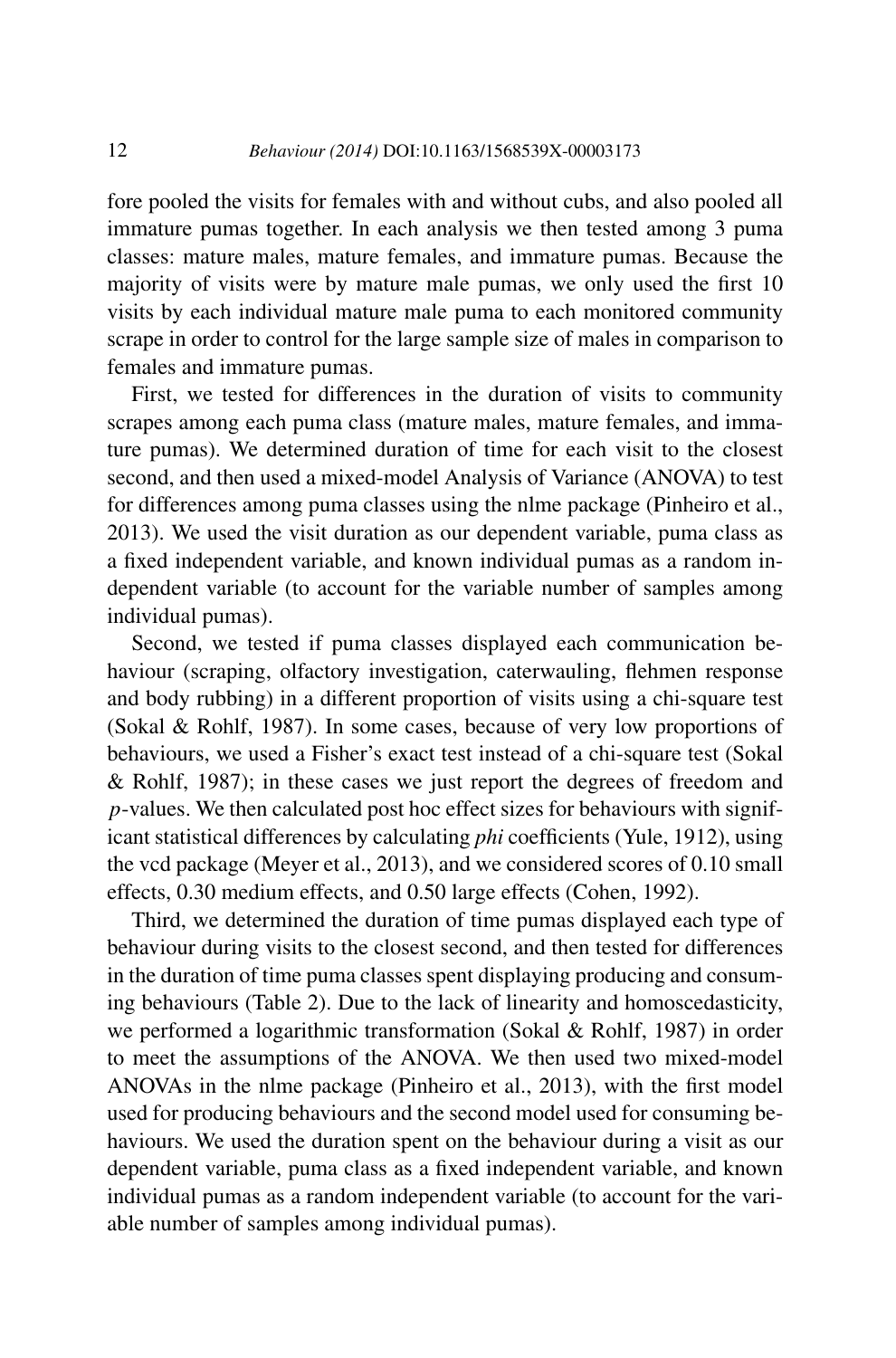fore pooled the visits for females with and without cubs, and also pooled all immature pumas together. In each analysis we then tested among 3 puma classes: mature males, mature females, and immature pumas. Because the majority of visits were by mature male pumas, we only used the first 10 visits by each individual mature male puma to each monitored community scrape in order to control for the large sample size of males in comparison to females and immature pumas.

First, we tested for differences in the duration of visits to community scrapes among each puma class (mature males, mature females, and immature pumas). We determined duration of time for each visit to the closest second, and then used a mixed-model Analysis of Variance (ANOVA) to test for differences among puma classes using the nlme package (Pinheiro et al., 2013). We used the visit duration as our dependent variable, puma class as a fixed independent variable, and known individual pumas as a random independent variable (to account for the variable number of samples among individual pumas).

Second, we tested if puma classes displayed each communication behaviour (scraping, olfactory investigation, caterwauling, flehmen response and body rubbing) in a different proportion of visits using a chi-square test (Sokal & Rohlf, 1987). In some cases, because of very low proportions of behaviours, we used a Fisher's exact test instead of a chi-square test (Sokal & Rohlf, 1987); in these cases we just report the degrees of freedom and $p$-values. We then calculated post hoc effect sizes for behaviours with significant statistical differences by calculating *phi* coefficients (Yule, 1912), using the vcd package (Meyer et al., 2013), and we considered scores of 0.10 small effects, 0.30 medium effects, and 0.50 large effects (Cohen, 1992).

Third, we determined the duration of time pumas displayed each type of behaviour during visits to the closest second, and then tested for differences in the duration of time puma classes spent displaying producing and consuming behaviours (Table 2). Due to the lack of linearity and homoscedasticity, we performed a logarithmic transformation (Sokal & Rohlf, 1987) in order to meet the assumptions of the ANOVA. We then used two mixed-model ANOVAs in the nlme package (Pinheiro et al., 2013), with the first model used for producing behaviours and the second model used for consuming behaviours. We used the duration spent on the behaviour during a visit as our dependent variable, puma class as a fixed independent variable, and known individual pumas as a random independent variable (to account for the variable number of samples among individual pumas).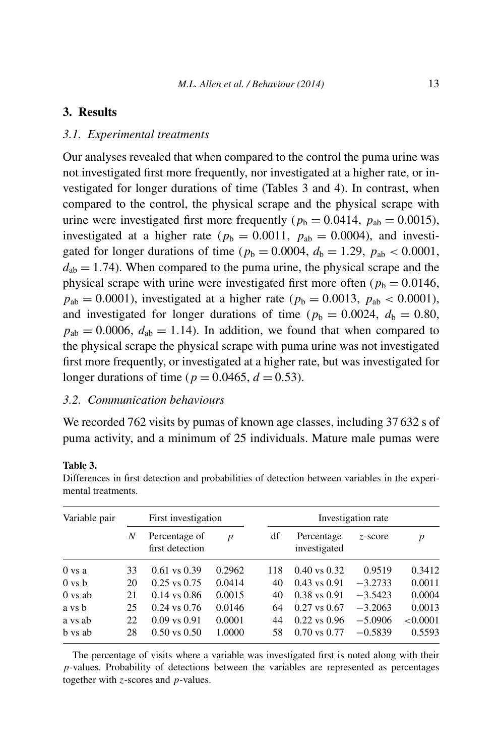## 3. Results

### 3.1. *Experimental treatments*

Our analyses revealed that when compared to the control the puma urine was not investigated first more frequently, nor investigated at a higher rate, or investigated for longer durations of time (Tables 3 and 4). In contrast, when compared to the control, the physical scrape and the physical scrape with urine were investigated first more frequently ($p_{b} = 0.0414$, $p_{ab} = 0.0015$), investigated at a higher rate ($p_{b} = 0.0011$, $p_{ab} = 0.0004$), and investigated for longer durations of time ($p_{b} = 0.0004$, $d_{b} = 1.29$, $p_{ab} < 0.0001$, $d_{ab} = 1.74$). When compared to the puma urine, the physical scrape and the physical scrape with urine were investigated first more often ($p_{b} = 0.0146$, $p_{ab} = 0.0001$), investigated at a higher rate ($p_{b} = 0.0013$, $p_{ab} < 0.0001$), and investigated for longer durations of time ($p_{b} = 0.0024$, $d_{b} = 0.80$, $p_{ab} = 0.0006$, $d_{ab} = 1.14$). In addition, we found that when compared to the physical scrape the physical scrape with puma urine was not investigated first more frequently, or investigated at a higher rate, but was investigated for longer durations of time ($p = 0.0465$, $d = 0.53$).

### 3.2. *Communication behaviours*

We recorded 762 visits by pumas of known age classes, including 37 632 s of puma activity, and a minimum of 25 individuals. Mature male pumas were

**Table 3.**
Differences in first detection and probabilities of detection between variables in the experimental treatments.

| Variable pair | First investigation | | | Investigation rate | | | |
|---|---|---|---|---|---|---|---|
| | $N$ | Percentage of first detection | $p$ | df | Percentage investigated | $z$-score | $p$ |
| 0 vs a | 33 | 0.61 vs 0.39 | 0.2962 | 118 | 0.40 vs 0.32 | 0.9519 | 0.3412 |
| 0 vs b | 20 | 0.25 vs 0.75 | 0.0414 | 40 | 0.43 vs 0.91 | −3.2733 | 0.0011 |
| 0 vs ab | 21 | 0.14 vs 0.86 | 0.0015 | 40 | 0.38 vs 0.91 | −3.5423 | 0.0004 |
| a vs b | 25 | 0.24 vs 0.76 | 0.0146 | 64 | 0.27 vs 0.67 | −3.2063 | 0.0013 |
| a vs ab | 22 | 0.09 vs 0.91 | 0.0001 | 44 | 0.22 vs 0.96 | −5.0906 | <0.0001 |
| b vs ab | 28 | 0.50 vs 0.50 | 1.0000 | 58 | 0.70 vs 0.77 | −0.5839 | 0.5593 |

The percentage of visits where a variable was investigated first is noted along with their $p$-values. Probability of detections between the variables are represented as percentages together with $z$-scores and $p$-values.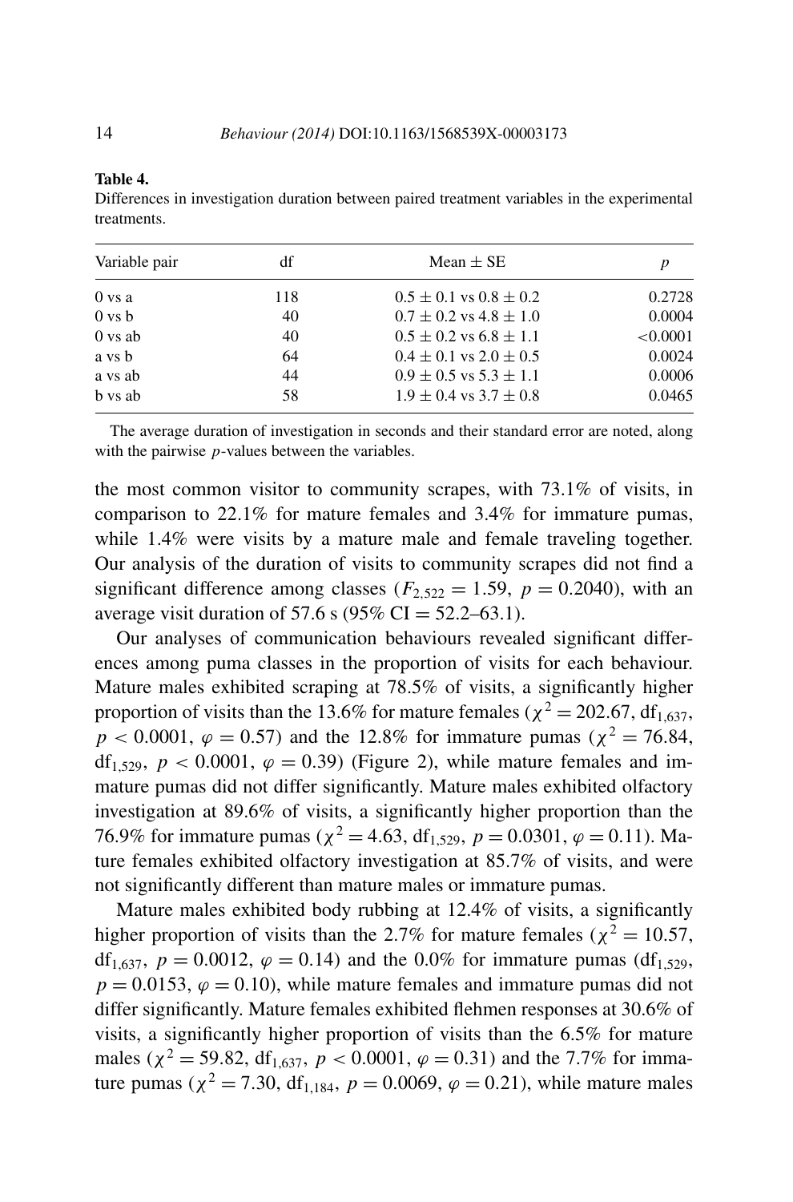**Table 4.**
Differences in investigation duration between paired treatment variables in the experimental treatments.

| Variable pair | df | Mean ± SE | $p$ |
|---|---|---|---|
| 0 vs a | 118 | 0.5 ± 0.1 vs 0.8 ± 0.2 | 0.2728 |
| 0 vs b | 40 | 0.7 ± 0.2 vs 4.8 ± 1.0 | 0.0004 |
| 0 vs ab | 40 | 0.5 ± 0.2 vs 6.8 ± 1.1 | <0.0001 |
| a vs b | 64 | 0.4 ± 0.1 vs 2.0 ± 0.5 | 0.0024 |
| a vs ab | 44 | 0.9 ± 0.5 vs 5.3 ± 1.1 | 0.0006 |
| b vs ab | 58 | 1.9 ± 0.4 vs 3.7 ± 0.8 | 0.0465 |

The average duration of investigation in seconds and their standard error are noted, along with the pairwise $p$-values between the variables.

the most common visitor to community scrapes, with 73.1% of visits, in comparison to 22.1% for mature females and 3.4% for immature pumas, while 1.4% were visits by a mature male and female traveling together. Our analysis of the duration of visits to community scrapes did not find a significant difference among classes ($F_{2,522} = 1.59$, $p = 0.2040$), with an average visit duration of 57.6 s (95% CI = 52.2–63.1).

Our analyses of communication behaviours revealed significant differences among puma classes in the proportion of visits for each behaviour. Mature males exhibited scraping at 78.5% of visits, a significantly higher proportion of visits than the 13.6% for mature females ($\chi^2 = 202.67$, $\text{df}_{1,637}$, $p < 0.0001$, $\varphi = 0.57$) and the 12.8% for immature pumas ($\chi^2 = 76.84$, $\text{df}_{1,529}$, $p < 0.0001$, $\varphi = 0.39$) (Figure 2), while mature females and immature pumas did not differ significantly. Mature males exhibited olfactory investigation at 89.6% of visits, a significantly higher proportion than the 76.9% for immature pumas ($\chi^2 = 4.63$, $\text{df}_{1,529}$, $p = 0.0301$, $\varphi = 0.11$). Mature females exhibited olfactory investigation at 85.7% of visits, and were not significantly different than mature males or immature pumas.

Mature males exhibited body rubbing at 12.4% of visits, a significantly higher proportion of visits than the 2.7% for mature females ($\chi^2 = 10.57$, $\text{df}_{1,637}$, $p = 0.0012$, $\varphi = 0.14$) and the 0.0% for immature pumas ($\text{df}_{1,529}$, $p = 0.0153$, $\varphi = 0.10$), while mature females and immature pumas did not differ significantly. Mature females exhibited flehmen responses at 30.6% of visits, a significantly higher proportion of visits than the 6.5% for mature males ($\chi^2 = 59.82$, $\text{df}_{1,637}$, $p < 0.0001$, $\varphi = 0.31$) and the 7.7% for immature pumas ($\chi^2 = 7.30$, $\text{df}_{1,184}$, $p = 0.0069$, $\varphi = 0.21$), while mature males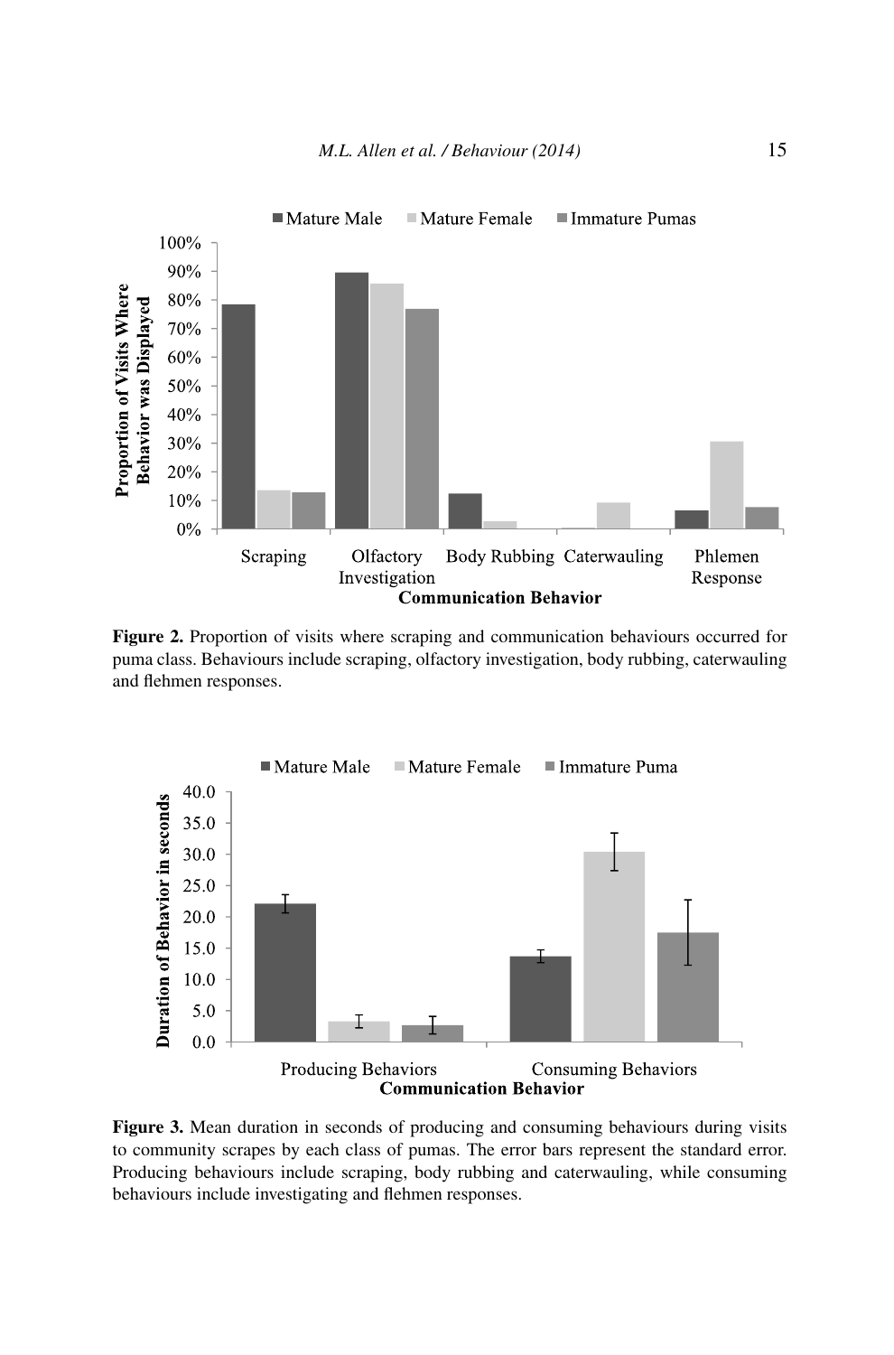**Figure 2.** Proportion of visits where scraping and communication behaviours occurred for puma class. Behaviours include scraping, olfactory investigation, body rubbing, caterwauling and flehmen responses.

**Figure 3.** Mean duration in seconds of producing and consuming behaviours during visits to community scrapes by each class of pumas. The error bars represent the standard error. Producing behaviours include scraping, body rubbing and caterwauling, while consuming behaviours include investigating and flehmen responses.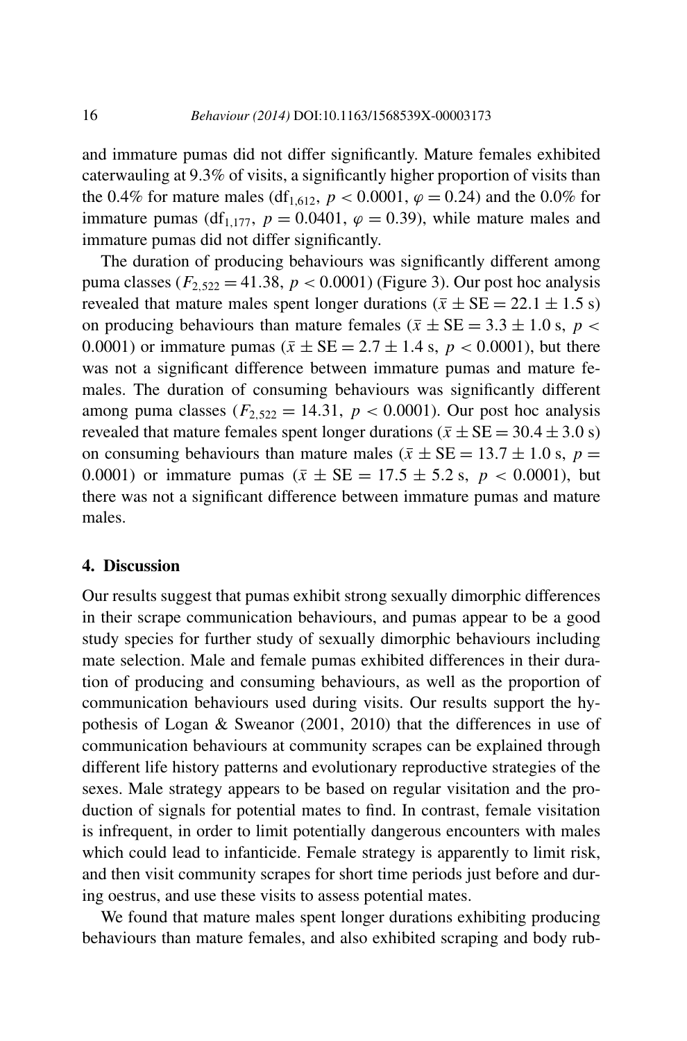and immature pumas did not differ significantly. Mature females exhibited caterwauling at 9.3% of visits, a significantly higher proportion of visits than the 0.4% for mature males ($df_{1,612}$, $p < 0.0001$, $\varphi = 0.24$) and the 0.0% for immature pumas ($df_{1,177}$, $p = 0.0401$, $\varphi = 0.39$), while mature males and immature pumas did not differ significantly.

The duration of producing behaviours was significantly different among puma classes ($F_{2,522} = 41.38$, $p < 0.0001$) (Figure 3). Our post hoc analysis revealed that mature males spent longer durations ($\bar{x} \pm \mathrm{SE} = 22.1 \pm 1.5$ s) on producing behaviours than mature females ($\bar{x} \pm \mathrm{SE} = 3.3 \pm 1.0$ s, $p < 0.0001$) or immature pumas ($\bar{x} \pm \mathrm{SE} = 2.7 \pm 1.4$ s, $p < 0.0001$), but there was not a significant difference between immature pumas and mature females. The duration of consuming behaviours was significantly different among puma classes ($F_{2,522} = 14.31$, $p < 0.0001$). Our post hoc analysis revealed that mature females spent longer durations ($\bar{x} \pm \mathrm{SE} = 30.4 \pm 3.0$ s) on consuming behaviours than mature males ($\bar{x} \pm \mathrm{SE} = 13.7 \pm 1.0$ s, $p = 0.0001$) or immature pumas ($\bar{x} \pm \mathrm{SE} = 17.5 \pm 5.2$ s, $p < 0.0001$), but there was not a significant difference between immature pumas and mature males.

## 4. Discussion

Our results suggest that pumas exhibit strong sexually dimorphic differences in their scrape communication behaviours, and pumas appear to be a good study species for further study of sexually dimorphic behaviours including mate selection. Male and female pumas exhibited differences in their duration of producing and consuming behaviours, as well as the proportion of communication behaviours used during visits. Our results support the hypothesis of Logan & Sweanor (2001, 2010) that the differences in use of communication behaviours at community scrapes can be explained through different life history patterns and evolutionary reproductive strategies of the sexes. Male strategy appears to be based on regular visitation and the production of signals for potential mates to find. In contrast, female visitation is infrequent, in order to limit potentially dangerous encounters with males which could lead to infanticide. Female strategy is apparently to limit risk, and then visit community scrapes for short time periods just before and during oestrus, and use these visits to assess potential mates.

We found that mature males spent longer durations exhibiting producing behaviours than mature females, and also exhibited scraping and body rub-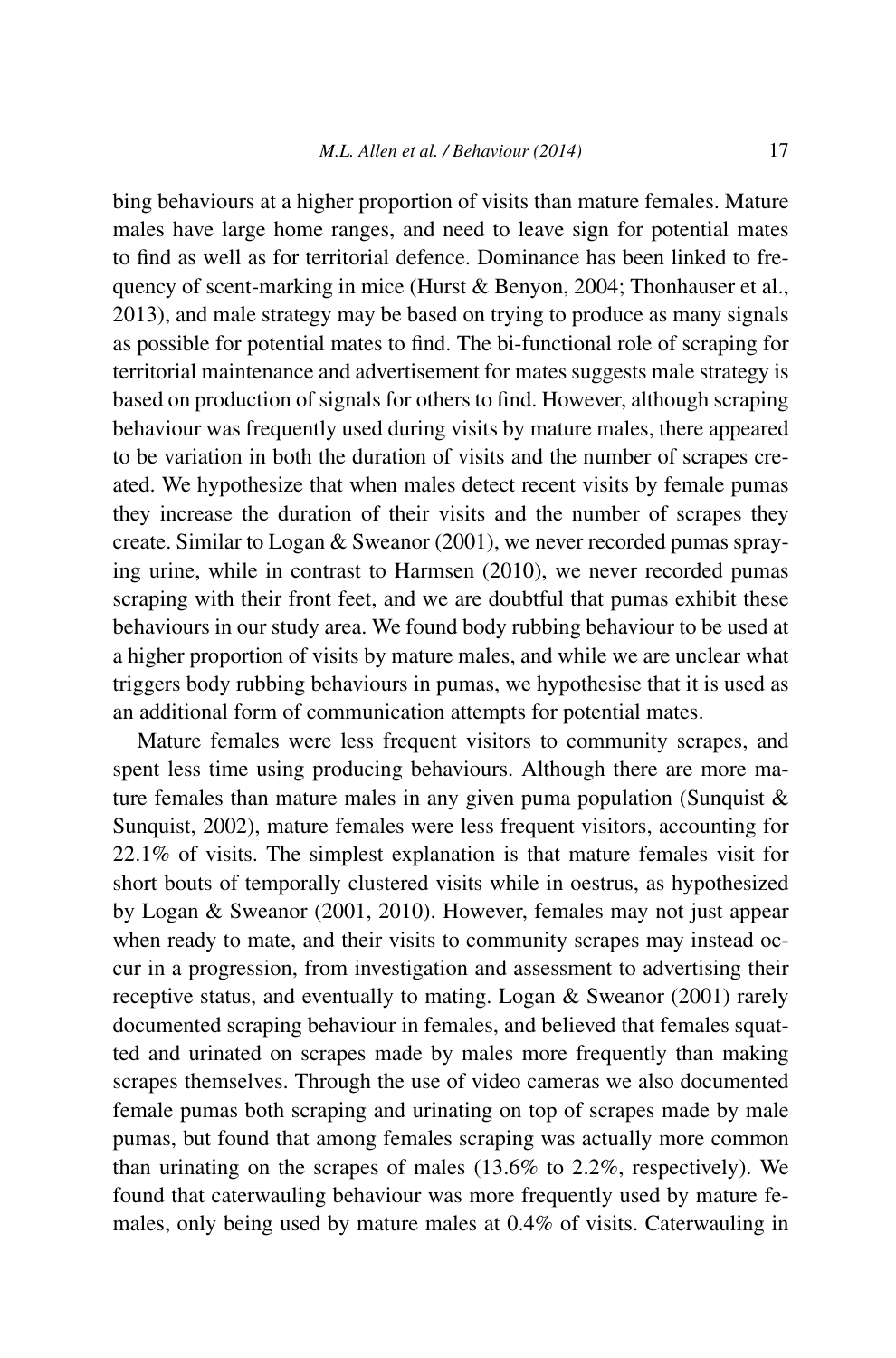bing behaviours at a higher proportion of visits than mature females. Mature males have large home ranges, and need to leave sign for potential mates to find as well as for territorial defence. Dominance has been linked to frequency of scent-marking in mice (Hurst & Benyon, 2004; Thonhauser et al., 2013), and male strategy may be based on trying to produce as many signals as possible for potential mates to find. The bi-functional role of scraping for territorial maintenance and advertisement for mates suggests male strategy is based on production of signals for others to find. However, although scraping behaviour was frequently used during visits by mature males, there appeared to be variation in both the duration of visits and the number of scrapes created. We hypothesize that when males detect recent visits by female pumas they increase the duration of their visits and the number of scrapes they create. Similar to Logan & Sweanor (2001), we never recorded pumas spraying urine, while in contrast to Harmsen (2010), we never recorded pumas scraping with their front feet, and we are doubtful that pumas exhibit these behaviours in our study area. We found body rubbing behaviour to be used at a higher proportion of visits by mature males, and while we are unclear what triggers body rubbing behaviours in pumas, we hypothesise that it is used as an additional form of communication attempts for potential mates.

Mature females were less frequent visitors to community scrapes, and spent less time using producing behaviours. Although there are more mature females than mature males in any given puma population (Sunquist & Sunquist, 2002), mature females were less frequent visitors, accounting for 22.1% of visits. The simplest explanation is that mature females visit for short bouts of temporally clustered visits while in oestrus, as hypothesized by Logan & Sweanor (2001, 2010). However, females may not just appear when ready to mate, and their visits to community scrapes may instead occur in a progression, from investigation and assessment to advertising their receptive status, and eventually to mating. Logan & Sweanor (2001) rarely documented scraping behaviour in females, and believed that females squatted and urinated on scrapes made by males more frequently than making scrapes themselves. Through the use of video cameras we also documented female pumas both scraping and urinating on top of scrapes made by male pumas, but found that among females scraping was actually more common than urinating on the scrapes of males (13.6% to 2.2%, respectively). We found that caterwauling behaviour was more frequently used by mature females, only being used by mature males at 0.4% of visits. Caterwauling in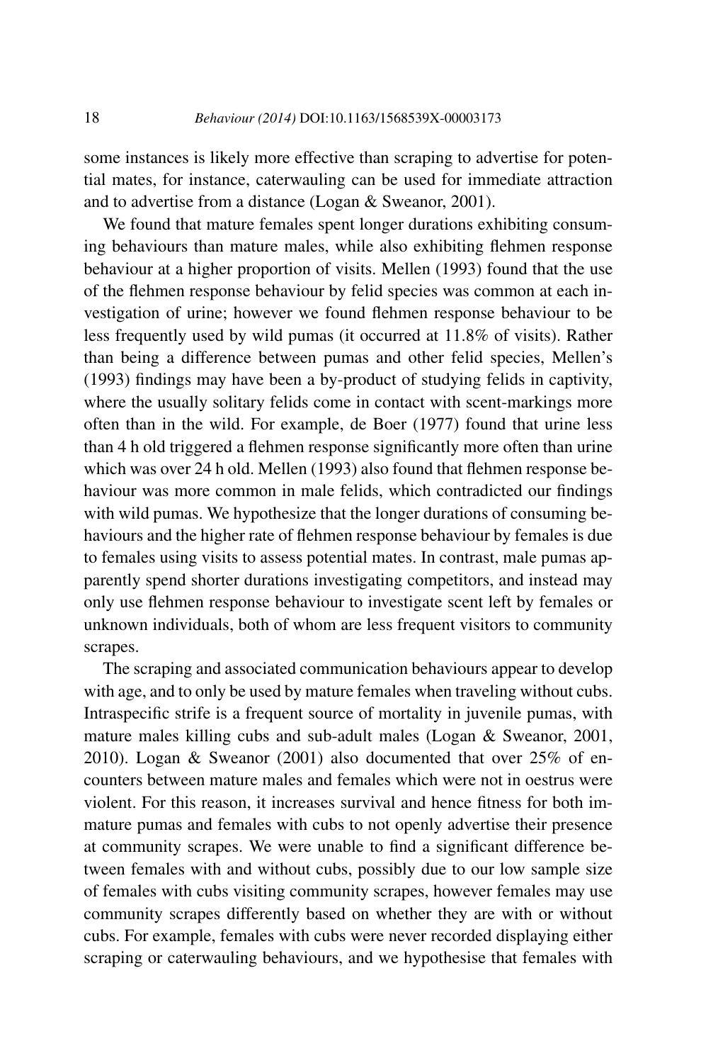some instances is likely more effective than scraping to advertise for potential mates, for instance, caterwauling can be used for immediate attraction and to advertise from a distance (Logan & Sweanor, 2001).

We found that mature females spent longer durations exhibiting consuming behaviours than mature males, while also exhibiting flehmen response behaviour at a higher proportion of visits. Mellen (1993) found that the use of the flehmen response behaviour by felid species was common at each investigation of urine; however we found flehmen response behaviour to be less frequently used by wild pumas (it occurred at 11.8% of visits). Rather than being a difference between pumas and other felid species, Mellen's (1993) findings may have been a by-product of studying felids in captivity, where the usually solitary felids come in contact with scent-markings more often than in the wild. For example, de Boer (1977) found that urine less than 4 h old triggered a flehmen response significantly more often than urine which was over 24 h old. Mellen (1993) also found that flehmen response behaviour was more common in male felids, which contradicted our findings with wild pumas. We hypothesize that the longer durations of consuming behaviours and the higher rate of flehmen response behaviour by females is due to females using visits to assess potential mates. In contrast, male pumas apparently spend shorter durations investigating competitors, and instead may only use flehmen response behaviour to investigate scent left by females or unknown individuals, both of whom are less frequent visitors to community scrapes.

The scraping and associated communication behaviours appear to develop with age, and to only be used by mature females when traveling without cubs. Intraspecific strife is a frequent source of mortality in juvenile pumas, with mature males killing cubs and sub-adult males (Logan & Sweanor, 2001, 2010). Logan & Sweanor (2001) also documented that over 25% of encounters between mature males and females which were not in oestrus were violent. For this reason, it increases survival and hence fitness for both immature pumas and females with cubs to not openly advertise their presence at community scrapes. We were unable to find a significant difference between females with and without cubs, possibly due to our low sample size of females with cubs visiting community scrapes, however females may use community scrapes differently based on whether they are with or without cubs. For example, females with cubs were never recorded displaying either scraping or caterwauling behaviours, and we hypothesise that females with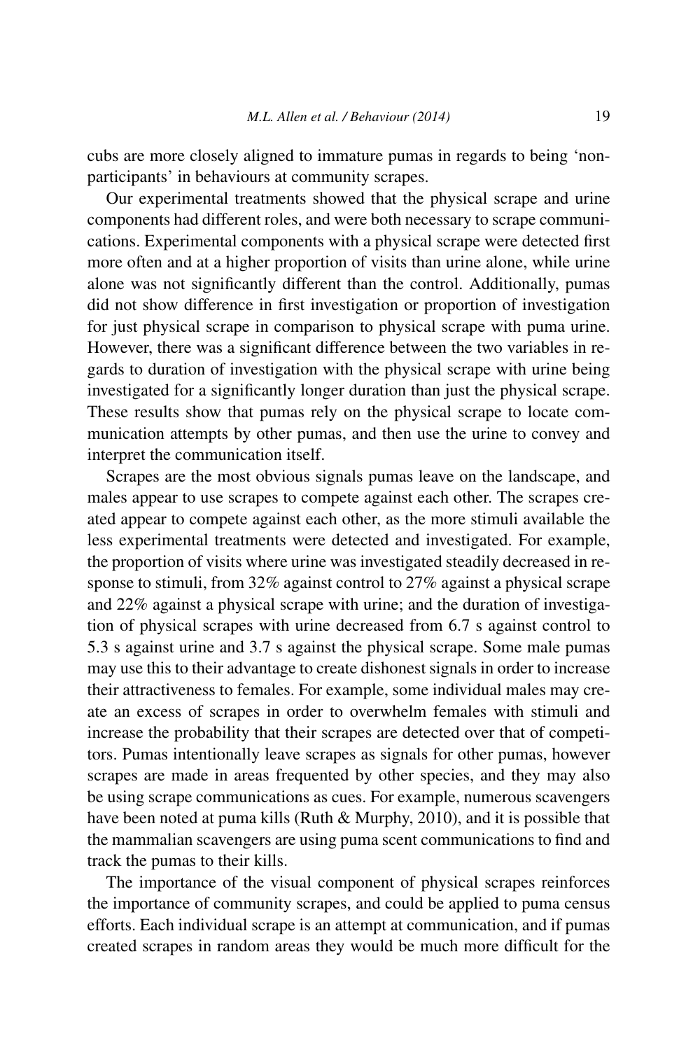cubs are more closely aligned to immature pumas in regards to being 'non-participants' in behaviours at community scrapes.

Our experimental treatments showed that the physical scrape and urine components had different roles, and were both necessary to scrape communications. Experimental components with a physical scrape were detected first more often and at a higher proportion of visits than urine alone, while urine alone was not significantly different than the control. Additionally, pumas did not show difference in first investigation or proportion of investigation for just physical scrape in comparison to physical scrape with puma urine. However, there was a significant difference between the two variables in regards to duration of investigation with the physical scrape with urine being investigated for a significantly longer duration than just the physical scrape. These results show that pumas rely on the physical scrape to locate communication attempts by other pumas, and then use the urine to convey and interpret the communication itself.

Scrapes are the most obvious signals pumas leave on the landscape, and males appear to use scrapes to compete against each other. The scrapes created appear to compete against each other, as the more stimuli available the less experimental treatments were detected and investigated. For example, the proportion of visits where urine was investigated steadily decreased in response to stimuli, from 32% against control to 27% against a physical scrape and 22% against a physical scrape with urine; and the duration of investigation of physical scrapes with urine decreased from 6.7 s against control to 5.3 s against urine and 3.7 s against the physical scrape. Some male pumas may use this to their advantage to create dishonest signals in order to increase their attractiveness to females. For example, some individual males may create an excess of scrapes in order to overwhelm females with stimuli and increase the probability that their scrapes are detected over that of competitors. Pumas intentionally leave scrapes as signals for other pumas, however scrapes are made in areas frequented by other species, and they may also be using scrape communications as cues. For example, numerous scavengers have been noted at puma kills (Ruth & Murphy, 2010), and it is possible that the mammalian scavengers are using puma scent communications to find and track the pumas to their kills.

The importance of the visual component of physical scrapes reinforces the importance of community scrapes, and could be applied to puma census efforts. Each individual scrape is an attempt at communication, and if pumas created scrapes in random areas they would be much more difficult for the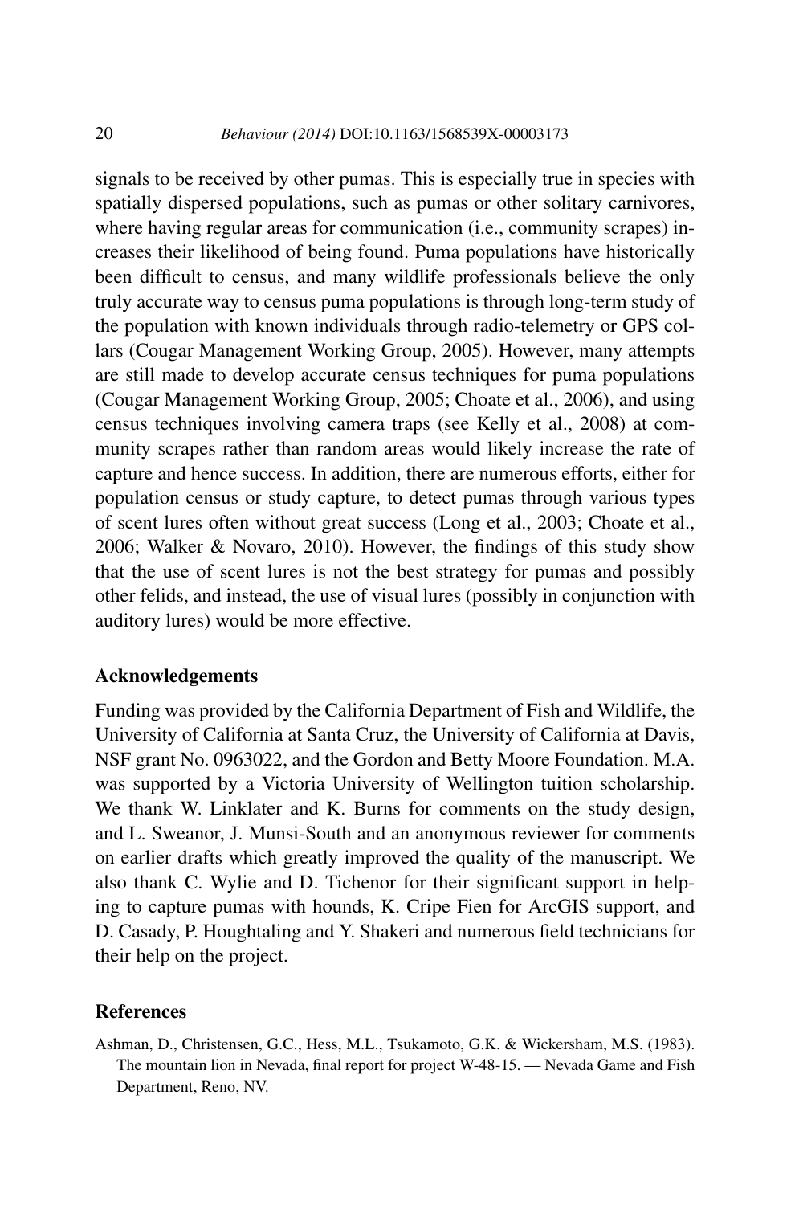signals to be received by other pumas. This is especially true in species with spatially dispersed populations, such as pumas or other solitary carnivores, where having regular areas for communication (i.e., community scrapes) increases their likelihood of being found. Puma populations have historically been difficult to census, and many wildlife professionals believe the only truly accurate way to census puma populations is through long-term study of the population with known individuals through radio-telemetry or GPS collars (Cougar Management Working Group, 2005). However, many attempts are still made to develop accurate census techniques for puma populations (Cougar Management Working Group, 2005; Choate et al., 2006), and using census techniques involving camera traps (see Kelly et al., 2008) at community scrapes rather than random areas would likely increase the rate of capture and hence success. In addition, there are numerous efforts, either for population census or study capture, to detect pumas through various types of scent lures often without great success (Long et al., 2003; Choate et al., 2006; Walker & Novaro, 2010). However, the findings of this study show that the use of scent lures is not the best strategy for pumas and possibly other felids, and instead, the use of visual lures (possibly in conjunction with auditory lures) would be more effective.

## Acknowledgements

Funding was provided by the California Department of Fish and Wildlife, the University of California at Santa Cruz, the University of California at Davis, NSF grant No. 0963022, and the Gordon and Betty Moore Foundation. M.A. was supported by a Victoria University of Wellington tuition scholarship. We thank W. Linklater and K. Burns for comments on the study design, and L. Sweanor, J. Munsi-South and an anonymous reviewer for comments on earlier drafts which greatly improved the quality of the manuscript. We also thank C. Wylie and D. Tichenor for their significant support in helping to capture pumas with hounds, K. Cripe Fien for ArcGIS support, and D. Casady, P. Houghtaling and Y. Shakeri and numerous field technicians for their help on the project.

## References

Ashman, D., Christensen, G.C., Hess, M.L., Tsukamoto, G.K. & Wickersham, M.S. (1983). The mountain lion in Nevada, final report for project W-48-15. — Nevada Game and Fish Department, Reno, NV.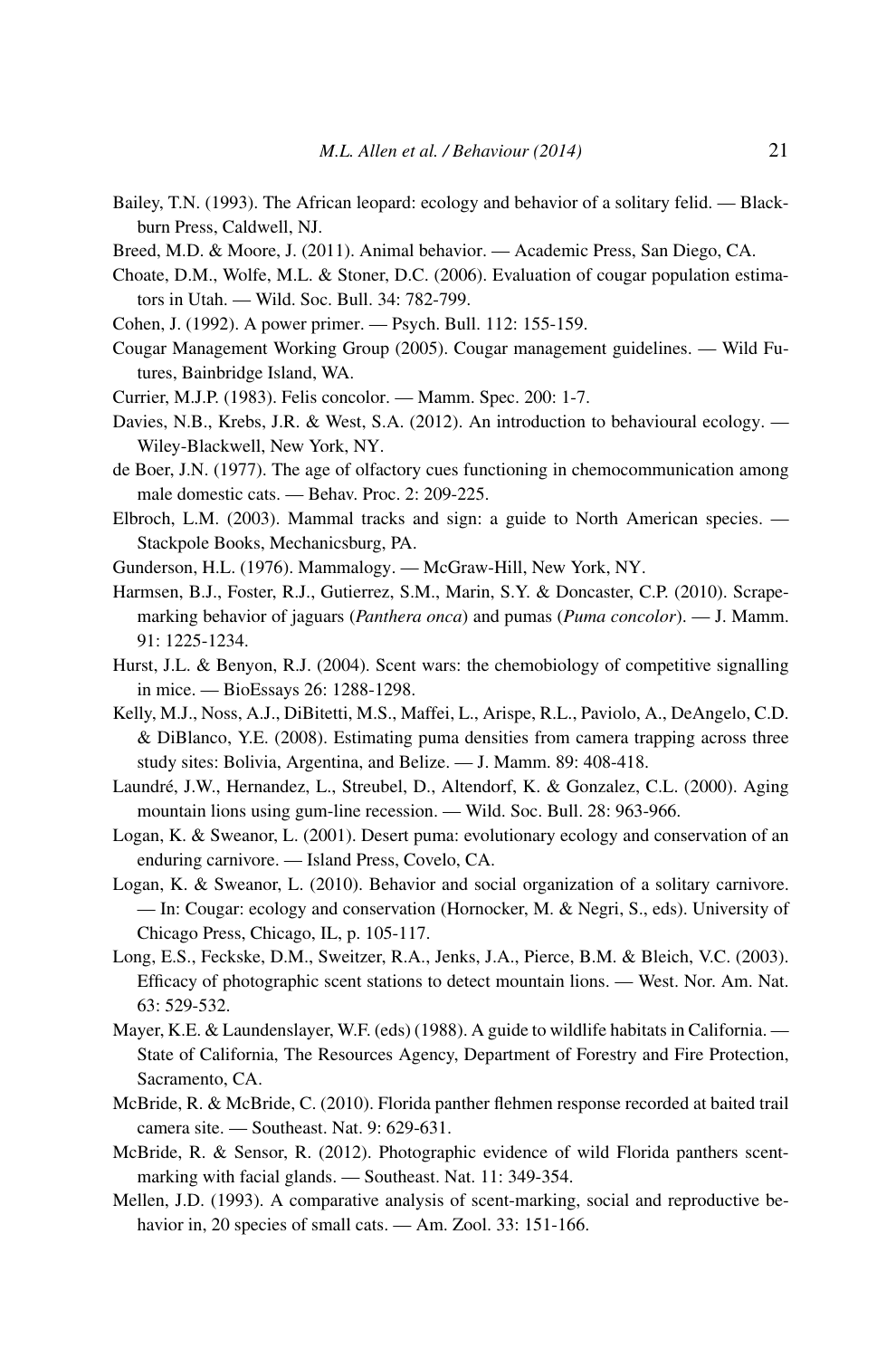Bailey, T.N. (1993). The African leopard: ecology and behavior of a solitary felid. — Blackburn Press, Caldwell, NJ.

Breed, M.D. & Moore, J. (2011). Animal behavior. — Academic Press, San Diego, CA.

Choate, D.M., Wolfe, M.L. & Stoner, D.C. (2006). Evaluation of cougar population estimators in Utah. — Wild. Soc. Bull. 34: 782-799.

Cohen, J. (1992). A power primer. — Psych. Bull. 112: 155-159.

Cougar Management Working Group (2005). Cougar management guidelines. — Wild Futures, Bainbridge Island, WA.

Currier, M.J.P. (1983). Felis concolor. — Mamm. Spec. 200: 1-7.

Davies, N.B., Krebs, J.R. & West, S.A. (2012). An introduction to behavioural ecology. — Wiley-Blackwell, New York, NY.

de Boer, J.N. (1977). The age of olfactory cues functioning in chemocommunication among male domestic cats. — Behav. Proc. 2: 209-225.

Elbroch, L.M. (2003). Mammal tracks and sign: a guide to North American species. — Stackpole Books, Mechanicsburg, PA.

Gunderson, H.L. (1976). Mammalogy. — McGraw-Hill, New York, NY.

Harmsen, B.J., Foster, R.J., Gutierrez, S.M., Marin, S.Y. & Doncaster, C.P. (2010). Scrape-marking behavior of jaguars (*Panthera onca*) and pumas (*Puma concolor*). — J. Mamm. 91: 1225-1234.

Hurst, J.L. & Benyon, R.J. (2004). Scent wars: the chemobiology of competitive signalling in mice. — BioEssays 26: 1288-1298.

Kelly, M.J., Noss, A.J., DiBitetti, M.S., Maffei, L., Arispe, R.L., Paviolo, A., DeAngelo, C.D. & DiBlanco, Y.E. (2008). Estimating puma densities from camera trapping across three study sites: Bolivia, Argentina, and Belize. — J. Mamm. 89: 408-418.

Laundré, J.W., Hernandez, L., Streubel, D., Altendorf, K. & Gonzalez, C.L. (2000). Aging mountain lions using gum-line recession. — Wild. Soc. Bull. 28: 963-966.

Logan, K. & Sweanor, L. (2001). Desert puma: evolutionary ecology and conservation of an enduring carnivore. — Island Press, Covelo, CA.

Logan, K. & Sweanor, L. (2010). Behavior and social organization of a solitary carnivore. — In: Cougar: ecology and conservation (Hornocker, M. & Negri, S., eds). University of Chicago Press, Chicago, IL, p. 105-117.

Long, E.S., Feckske, D.M., Sweitzer, R.A., Jenks, J.A., Pierce, B.M. & Bleich, V.C. (2003). Efficacy of photographic scent stations to detect mountain lions. — West. Nor. Am. Nat. 63: 529-532.

Mayer, K.E. & Laundenslayer, W.F. (eds) (1988). A guide to wildlife habitats in California. — State of California, The Resources Agency, Department of Forestry and Fire Protection, Sacramento, CA.

McBride, R. & McBride, C. (2010). Florida panther flehmen response recorded at baited trail camera site. — Southeast. Nat. 9: 629-631.

McBride, R. & Sensor, R. (2012). Photographic evidence of wild Florida panthers scent-marking with facial glands. — Southeast. Nat. 11: 349-354.

Mellen, J.D. (1993). A comparative analysis of scent-marking, social and reproductive behavior in, 20 species of small cats. — Am. Zool. 33: 151-166.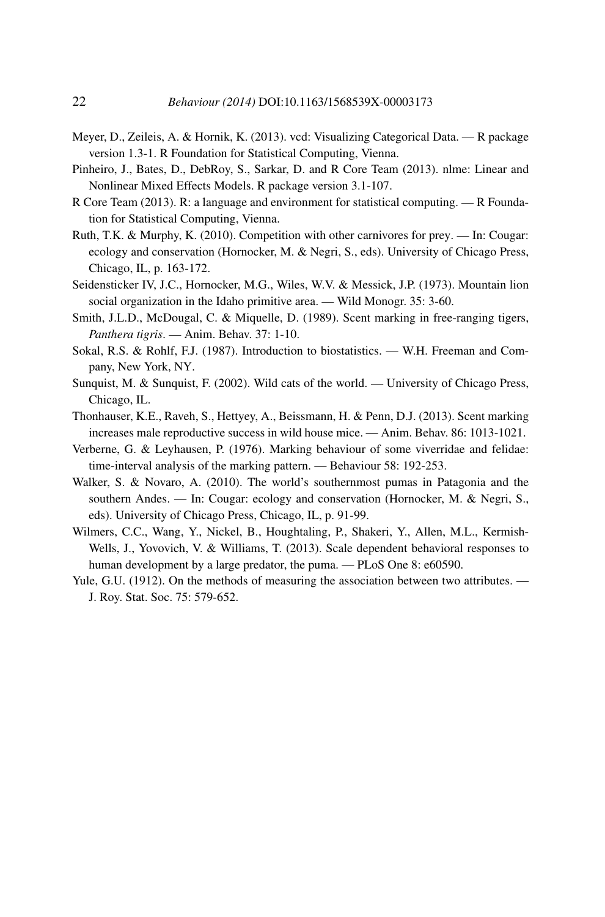Meyer, D., Zeileis, A. & Hornik, K. (2013). vcd: Visualizing Categorical Data. — R package version 1.3-1. R Foundation for Statistical Computing, Vienna.

Pinheiro, J., Bates, D., DebRoy, S., Sarkar, D. and R Core Team (2013). nlme: Linear and Nonlinear Mixed Effects Models. R package version 3.1-107.

R Core Team (2013). R: a language and environment for statistical computing. — R Foundation for Statistical Computing, Vienna.

Ruth, T.K. & Murphy, K. (2010). Competition with other carnivores for prey. — In: Cougar: ecology and conservation (Hornocker, M. & Negri, S., eds). University of Chicago Press, Chicago, IL, p. 163-172.

Seidensticker IV, J.C., Hornocker, M.G., Wiles, W.V. & Messick, J.P. (1973). Mountain lion social organization in the Idaho primitive area. — Wild Monogr. 35: 3-60.

Smith, J.L.D., McDougal, C. & Miquelle, D. (1989). Scent marking in free-ranging tigers, *Panthera tigris*. — Anim. Behav. 37: 1-10.

Sokal, R.S. & Rohlf, F.J. (1987). Introduction to biostatistics. — W.H. Freeman and Company, New York, NY.

Sunquist, M. & Sunquist, F. (2002). Wild cats of the world. — University of Chicago Press, Chicago, IL.

Thonhauser, K.E., Raveh, S., Hettyey, A., Beissmann, H. & Penn, D.J. (2013). Scent marking increases male reproductive success in wild house mice. — Anim. Behav. 86: 1013-1021.

Verberne, G. & Leyhausen, P. (1976). Marking behaviour of some viverridae and felidae: time-interval analysis of the marking pattern. — Behaviour 58: 192-253.

Walker, S. & Novaro, A. (2010). The world's southernmost pumas in Patagonia and the southern Andes. — In: Cougar: ecology and conservation (Hornocker, M. & Negri, S., eds). University of Chicago Press, Chicago, IL, p. 91-99.

Wilmers, C.C., Wang, Y., Nickel, B., Houghtaling, P., Shakeri, Y., Allen, M.L., Kermish-Wells, J., Yovovich, V. & Williams, T. (2013). Scale dependent behavioral responses to human development by a large predator, the puma. — PLoS One 8: e60590.

Yule, G.U. (1912). On the methods of measuring the association between two attributes. — J. Roy. Stat. Soc. 75: 579-652.